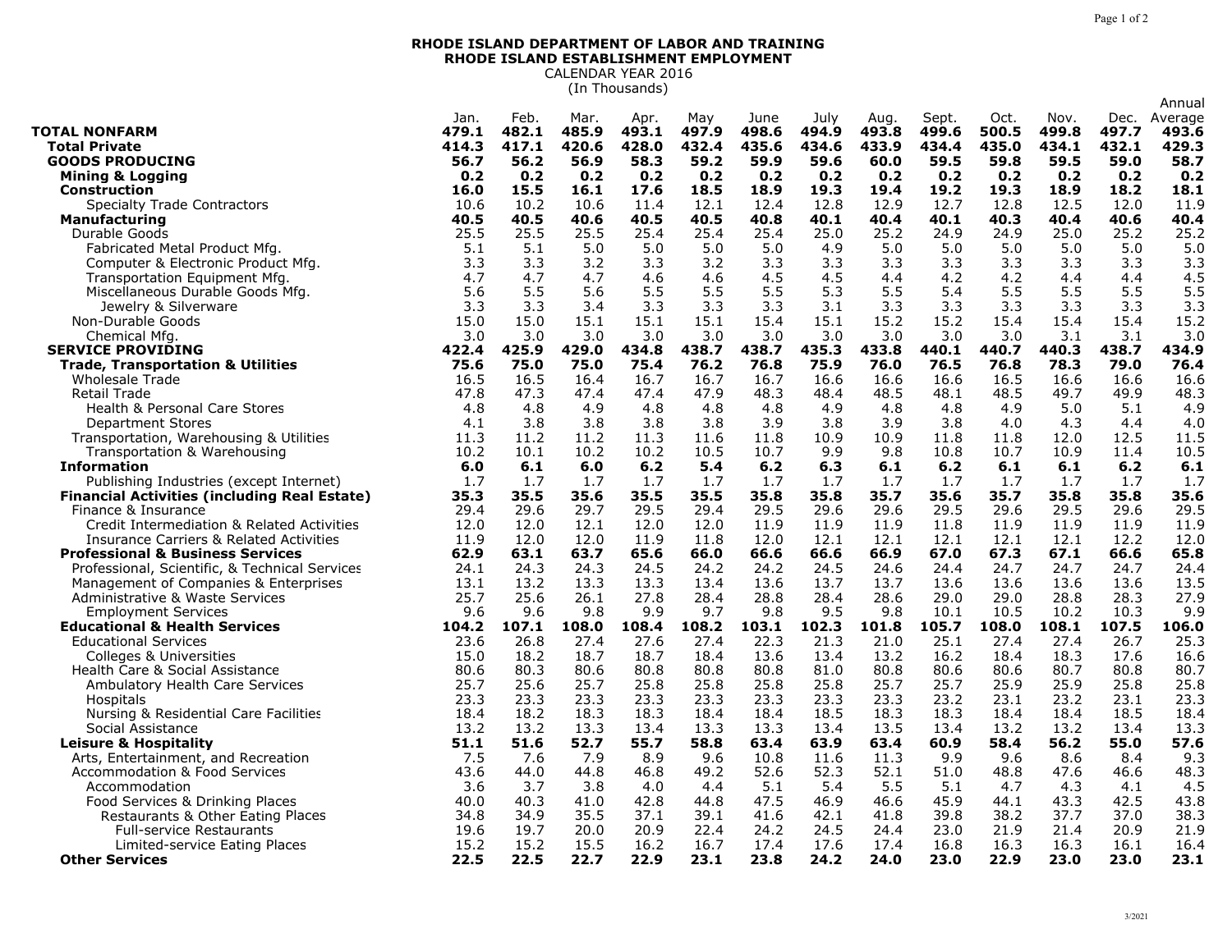**RHODE ISLAND DEPARTMENT OF LABOR AND TRAINING**
**RHODE ISLAND ESTABLISHMENT EMPLOYMENT**
CALENDAR YEAR 2016
(In Thousands)

| | Jan. | Feb. | Mar. | Apr. | May | June | July | Aug. | Sept. | Oct. | Nov. | Dec. | Annual Average |
|---|---|---|---|---|---|---|---|---|---|---|---|---|---|
| **TOTAL NONFARM** | **479.1** | **482.1** | **485.9** | **493.1** | **497.9** | **498.6** | **494.9** | **493.8** | **499.6** | **500.5** | **499.8** | **497.7** | **493.6** |
| **Total Private** | **414.3** | **417.1** | **420.6** | **428.0** | **432.4** | **435.6** | **434.6** | **433.9** | **434.4** | **435.0** | **434.1** | **432.1** | **429.3** |
| **GOODS PRODUCING** | **56.7** | **56.2** | **56.9** | **58.3** | **59.2** | **59.9** | **59.6** | **60.0** | **59.5** | **59.8** | **59.5** | **59.0** | **58.7** |
| **Mining & Logging** | **0.2** | **0.2** | **0.2** | **0.2** | **0.2** | **0.2** | **0.2** | **0.2** | **0.2** | **0.2** | **0.2** | **0.2** | **0.2** |
| **Construction** | **16.0** | **15.5** | **16.1** | **17.6** | **18.5** | **18.9** | **19.3** | **19.4** | **19.2** | **19.3** | **18.9** | **18.2** | **18.1** |
| Specialty Trade Contractors | 10.6 | 10.2 | 10.6 | 11.4 | 12.1 | 12.4 | 12.8 | 12.9 | 12.7 | 12.8 | 12.5 | 12.0 | 11.9 |
| **Manufacturing** | **40.5** | **40.5** | **40.6** | **40.5** | **40.5** | **40.8** | **40.1** | **40.4** | **40.1** | **40.3** | **40.4** | **40.6** | **40.4** |
| Durable Goods | 25.5 | 25.5 | 25.5 | 25.4 | 25.4 | 25.4 | 25.0 | 25.2 | 24.9 | 24.9 | 25.0 | 25.2 | 25.2 |
| Fabricated Metal Product Mfg. | 5.1 | 5.1 | 5.0 | 5.0 | 5.0 | 5.0 | 4.9 | 5.0 | 5.0 | 5.0 | 5.0 | 5.0 | 5.0 |
| Computer & Electronic Product Mfg. | 3.3 | 3.3 | 3.2 | 3.3 | 3.2 | 3.3 | 3.3 | 3.3 | 3.3 | 3.3 | 3.3 | 3.3 | 3.3 |
| Transportation Equipment Mfg. | 4.7 | 4.7 | 4.7 | 4.6 | 4.6 | 4.5 | 4.5 | 4.4 | 4.2 | 4.2 | 4.4 | 4.4 | 4.5 |
| Miscellaneous Durable Goods Mfg. | 5.6 | 5.5 | 5.6 | 5.5 | 5.5 | 5.5 | 5.3 | 5.5 | 5.4 | 5.5 | 5.5 | 5.5 | 5.5 |
| Jewelry & Silverware | 3.3 | 3.3 | 3.4 | 3.3 | 3.3 | 3.3 | 3.1 | 3.3 | 3.3 | 3.3 | 3.3 | 3.3 | 3.3 |
| Non-Durable Goods | 15.0 | 15.0 | 15.1 | 15.1 | 15.1 | 15.4 | 15.1 | 15.2 | 15.2 | 15.4 | 15.4 | 15.4 | 15.2 |
| Chemical Mfg. | 3.0 | 3.0 | 3.0 | 3.0 | 3.0 | 3.0 | 3.0 | 3.0 | 3.0 | 3.0 | 3.1 | 3.1 | 3.0 |
| **SERVICE PROVIDING** | **422.4** | **425.9** | **429.0** | **434.8** | **438.7** | **438.7** | **435.3** | **433.8** | **440.1** | **440.7** | **440.3** | **438.7** | **434.9** |
| **Trade, Transportation & Utilities** | **75.6** | **75.0** | **75.0** | **75.4** | **76.2** | **76.8** | **75.9** | **76.0** | **76.5** | **76.8** | **78.3** | **79.0** | **76.4** |
| Wholesale Trade | 16.5 | 16.5 | 16.4 | 16.7 | 16.7 | 16.7 | 16.6 | 16.6 | 16.6 | 16.5 | 16.6 | 16.6 | 16.6 |
| Retail Trade | 47.8 | 47.3 | 47.4 | 47.4 | 47.9 | 48.3 | 48.4 | 48.5 | 48.1 | 48.5 | 49.7 | 49.9 | 48.3 |
| Health & Personal Care Stores | 4.8 | 4.8 | 4.9 | 4.8 | 4.8 | 4.8 | 4.9 | 4.8 | 4.8 | 4.9 | 5.0 | 5.1 | 4.9 |
| Department Stores | 4.1 | 3.8 | 3.8 | 3.8 | 3.8 | 3.9 | 3.8 | 3.9 | 3.8 | 4.0 | 4.3 | 4.4 | 4.0 |
| Transportation, Warehousing & Utilities | 11.3 | 11.2 | 11.2 | 11.3 | 11.6 | 11.8 | 10.9 | 10.9 | 11.8 | 11.8 | 12.0 | 12.5 | 11.5 |
| Transportation & Warehousing | 10.2 | 10.1 | 10.2 | 10.2 | 10.5 | 10.7 | 9.9 | 9.8 | 10.8 | 10.7 | 10.9 | 11.4 | 10.5 |
| **Information** | **6.0** | **6.1** | **6.0** | **6.2** | **5.4** | **6.2** | **6.3** | **6.1** | **6.2** | **6.1** | **6.1** | **6.2** | **6.1** |
| Publishing Industries (except Internet) | 1.7 | 1.7 | 1.7 | 1.7 | 1.7 | 1.7 | 1.7 | 1.7 | 1.7 | 1.7 | 1.7 | 1.7 | 1.7 |
| **Financial Activities (including Real Estate)** | **35.3** | **35.5** | **35.6** | **35.5** | **35.5** | **35.8** | **35.8** | **35.7** | **35.6** | **35.7** | **35.8** | **35.8** | **35.6** |
| Finance & Insurance | 29.4 | 29.6 | 29.7 | 29.5 | 29.4 | 29.5 | 29.6 | 29.6 | 29.5 | 29.6 | 29.5 | 29.6 | 29.5 |
| Credit Intermediation & Related Activities | 12.0 | 12.0 | 12.1 | 12.0 | 12.0 | 11.9 | 11.9 | 11.9 | 11.8 | 11.9 | 11.9 | 11.9 | 11.9 |
| Insurance Carriers & Related Activities | 11.9 | 12.0 | 12.0 | 11.9 | 11.8 | 12.0 | 12.1 | 12.1 | 12.1 | 12.1 | 12.1 | 12.2 | 12.0 |
| **Professional & Business Services** | **62.9** | **63.1** | **63.7** | **65.6** | **66.0** | **66.6** | **66.6** | **66.9** | **67.0** | **67.3** | **67.1** | **66.6** | **65.8** |
| Professional, Scientific, & Technical Services | 24.1 | 24.3 | 24.3 | 24.5 | 24.2 | 24.2 | 24.5 | 24.6 | 24.4 | 24.7 | 24.7 | 24.7 | 24.4 |
| Management of Companies & Enterprises | 13.1 | 13.2 | 13.3 | 13.3 | 13.4 | 13.6 | 13.7 | 13.7 | 13.6 | 13.6 | 13.6 | 13.6 | 13.5 |
| Administrative & Waste Services | 25.7 | 25.6 | 26.1 | 27.8 | 28.4 | 28.8 | 28.4 | 28.6 | 29.0 | 29.0 | 28.8 | 28.3 | 27.9 |
| Employment Services | 9.6 | 9.6 | 9.8 | 9.9 | 9.7 | 9.8 | 9.5 | 9.8 | 10.1 | 10.5 | 10.2 | 10.3 | 9.9 |
| **Educational & Health Services** | **104.2** | **107.1** | **108.0** | **108.4** | **108.2** | **103.1** | **102.3** | **101.8** | **105.7** | **108.0** | **108.1** | **107.5** | **106.0** |
| Educational Services | 23.6 | 26.8 | 27.4 | 27.6 | 27.4 | 22.3 | 21.3 | 21.0 | 25.1 | 27.4 | 27.4 | 26.7 | 25.3 |
| Colleges & Universities | 15.0 | 18.2 | 18.7 | 18.7 | 18.4 | 13.6 | 13.4 | 13.2 | 16.2 | 18.4 | 18.3 | 17.6 | 16.6 |
| Health Care & Social Assistance | 80.6 | 80.3 | 80.6 | 80.8 | 80.8 | 80.8 | 81.0 | 80.8 | 80.6 | 80.6 | 80.7 | 80.8 | 80.7 |
| Ambulatory Health Care Services | 25.7 | 25.6 | 25.7 | 25.8 | 25.8 | 25.8 | 25.8 | 25.7 | 25.7 | 25.9 | 25.9 | 25.8 | 25.8 |
| Hospitals | 23.3 | 23.3 | 23.3 | 23.3 | 23.3 | 23.3 | 23.3 | 23.3 | 23.2 | 23.1 | 23.2 | 23.1 | 23.3 |
| Nursing & Residential Care Facilities | 18.4 | 18.2 | 18.3 | 18.3 | 18.4 | 18.4 | 18.5 | 18.3 | 18.3 | 18.4 | 18.4 | 18.5 | 18.4 |
| Social Assistance | 13.2 | 13.2 | 13.3 | 13.4 | 13.3 | 13.3 | 13.4 | 13.5 | 13.4 | 13.2 | 13.2 | 13.4 | 13.3 |
| **Leisure & Hospitality** | **51.1** | **51.6** | **52.7** | **55.7** | **58.8** | **63.4** | **63.9** | **63.4** | **60.9** | **58.4** | **56.2** | **55.0** | **57.6** |
| Arts, Entertainment, and Recreation | 7.5 | 7.6 | 7.9 | 8.9 | 9.6 | 10.8 | 11.6 | 11.3 | 9.9 | 9.6 | 8.6 | 8.4 | 9.3 |
| Accommodation & Food Services | 43.6 | 44.0 | 44.8 | 46.8 | 49.2 | 52.6 | 52.3 | 52.1 | 51.0 | 48.8 | 47.6 | 46.6 | 48.3 |
| Accommodation | 3.6 | 3.7 | 3.8 | 4.0 | 4.4 | 5.1 | 5.4 | 5.5 | 5.1 | 4.7 | 4.3 | 4.1 | 4.5 |
| Food Services & Drinking Places | 40.0 | 40.3 | 41.0 | 42.8 | 44.8 | 47.5 | 46.9 | 46.6 | 45.9 | 44.1 | 43.3 | 42.5 | 43.8 |
| Restaurants & Other Eating Places | 34.8 | 34.9 | 35.5 | 37.1 | 39.1 | 41.6 | 42.1 | 41.8 | 39.8 | 38.2 | 37.7 | 37.0 | 38.3 |
| Full-service Restaurants | 19.6 | 19.7 | 20.0 | 20.9 | 22.4 | 24.2 | 24.5 | 24.4 | 23.0 | 21.9 | 21.4 | 20.9 | 21.9 |
| Limited-service Eating Places | 15.2 | 15.2 | 15.5 | 16.2 | 16.7 | 17.4 | 17.6 | 17.4 | 16.8 | 16.3 | 16.3 | 16.1 | 16.4 |
| **Other Services** | **22.5** | **22.5** | **22.7** | **22.9** | **23.1** | **23.8** | **24.2** | **24.0** | **23.0** | **22.9** | **23.0** | **23.0** | **23.1** |

3/2021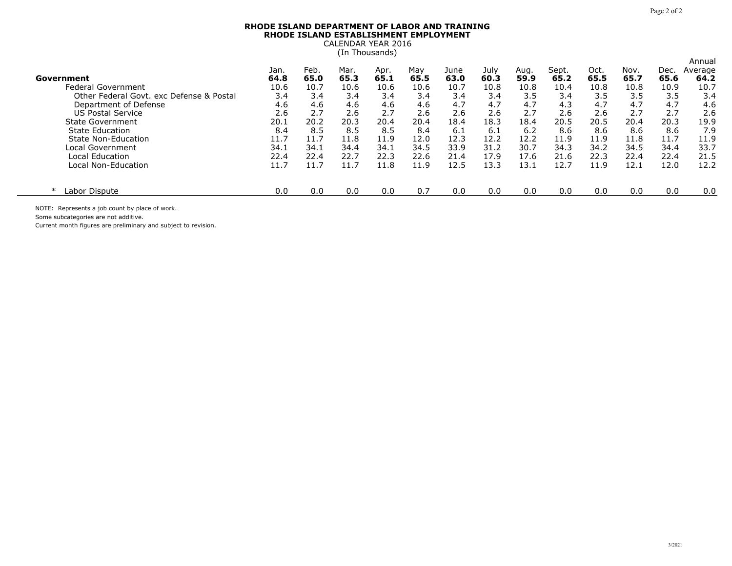**RHODE ISLAND DEPARTMENT OF LABOR AND TRAINING**
**RHODE ISLAND ESTABLISHMENT EMPLOYMENT**
CALENDAR YEAR 2016
(In Thousands)

| | Jan. | Feb. | Mar. | Apr. | May | June | July | Aug. | Sept. | Oct. | Nov. | Dec. | Annual Average |
|---|---|---|---|---|---|---|---|---|---|---|---|---|---|
| **Government** | **64.8** | **65.0** | **65.3** | **65.1** | **65.5** | **63.0** | **60.3** | **59.9** | **65.2** | **65.5** | **65.7** | **65.6** | **64.2** |
| Federal Government | 10.6 | 10.7 | 10.6 | 10.6 | 10.6 | 10.7 | 10.8 | 10.8 | 10.4 | 10.8 | 10.8 | 10.9 | 10.7 |
| Other Federal Govt. exc Defense & Postal | 3.4 | 3.4 | 3.4 | 3.4 | 3.4 | 3.4 | 3.4 | 3.5 | 3.4 | 3.5 | 3.5 | 3.5 | 3.4 |
| Department of Defense | 4.6 | 4.6 | 4.6 | 4.6 | 4.6 | 4.7 | 4.7 | 4.7 | 4.3 | 4.7 | 4.7 | 4.7 | 4.6 |
| US Postal Service | 2.6 | 2.7 | 2.6 | 2.7 | 2.6 | 2.6 | 2.6 | 2.7 | 2.6 | 2.6 | 2.7 | 2.7 | 2.6 |
| State Government | 20.1 | 20.2 | 20.3 | 20.4 | 20.4 | 18.4 | 18.3 | 18.4 | 20.5 | 20.5 | 20.4 | 20.3 | 19.9 |
| State Education | 8.4 | 8.5 | 8.5 | 8.5 | 8.4 | 6.1 | 6.1 | 6.2 | 8.6 | 8.6 | 8.6 | 8.6 | 7.9 |
| State Non-Education | 11.7 | 11.7 | 11.8 | 11.9 | 12.0 | 12.3 | 12.2 | 12.2 | 11.9 | 11.9 | 11.8 | 11.7 | 11.9 |
| Local Government | 34.1 | 34.1 | 34.4 | 34.1 | 34.5 | 33.9 | 31.2 | 30.7 | 34.3 | 34.2 | 34.5 | 34.4 | 33.7 |
| Local Education | 22.4 | 22.4 | 22.7 | 22.3 | 22.6 | 21.4 | 17.9 | 17.6 | 21.6 | 22.3 | 22.4 | 22.4 | 21.5 |
| Local Non-Education | 11.7 | 11.7 | 11.7 | 11.8 | 11.9 | 12.5 | 13.3 | 13.1 | 12.7 | 11.9 | 12.1 | 12.0 | 12.2 |
| * Labor Dispute | 0.0 | 0.0 | 0.0 | 0.0 | 0.7 | 0.0 | 0.0 | 0.0 | 0.0 | 0.0 | 0.0 | 0.0 | 0.0 |

NOTE: Represents a job count by place of work.
Some subcategories are not additive.
Current month figures are preliminary and subject to revision.

3/2021